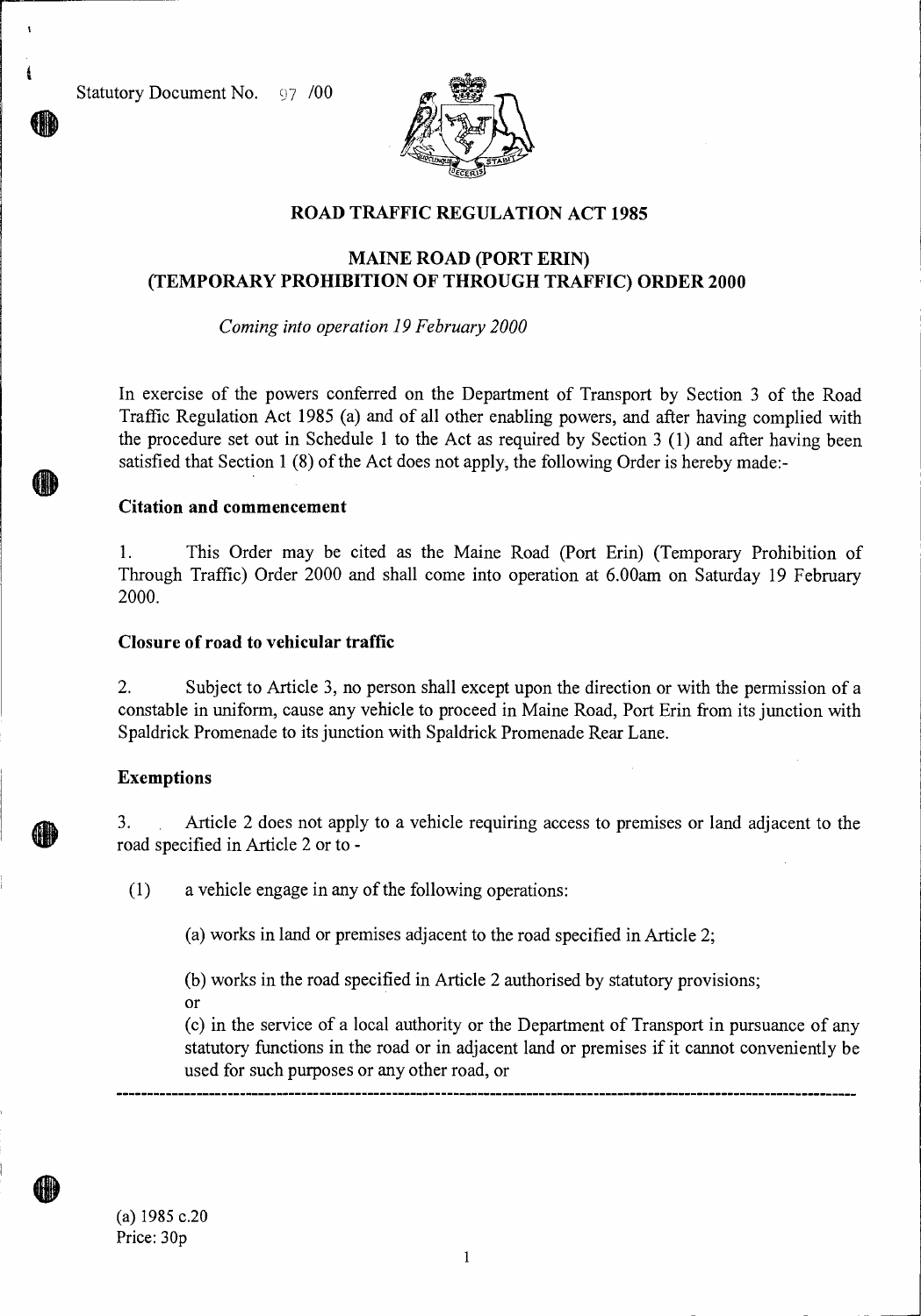Statutory Document No. 97 /00

# ROAD TRAFFIC REGULATION ACT 1985

## MAINE ROAD (PORT ERIN) (TEMPORARY PROHIBITION OF THROUGH TRAFFIC) ORDER 2000

*Coming into operation 19 February 2000*

In exercise of the powers conferred on the Department of Transport by Section 3 of the Road Traffic Regulation Act 1985 (a) and of all other enabling powers, and after having complied with the procedure set out in Schedule 1 to the Act as required by Section 3 (1) and after having been satisfied that Section 1 (8) of the Act does not apply, the following Order is hereby made:-

### Citation and commencement

1. This Order may be cited as the Maine Road (Port Erin) (Temporary Prohibition of Through Traffic) Order 2000 and shall come into operation at 6.00am on Saturday 19 February 2000.

### Closure of road to vehicular traffic

2. Subject to Article 3, no person shall except upon the direction or with the permission of a constable in uniform, cause any vehicle to proceed in Maine Road, Port Erin from its junction with Spaldrick Promenade to its junction with Spaldrick Promenade Rear Lane.

### Exemptions

3. Article 2 does not apply to a vehicle requiring access to premises or land adjacent to the road specified in Article 2 or to -

(1) a vehicle engage in any of the following operations:

(a) works in land or premises adjacent to the road specified in Article 2;

(b) works in the road specified in Article 2 authorised by statutory provisions; or

(c) in the service of a local authority or the Department of Transport in pursuance of any statutory functions in the road or in adjacent land or premises if it cannot conveniently be used for such purposes or any other road, or

---

(a) 1985 c.20
Price: 30p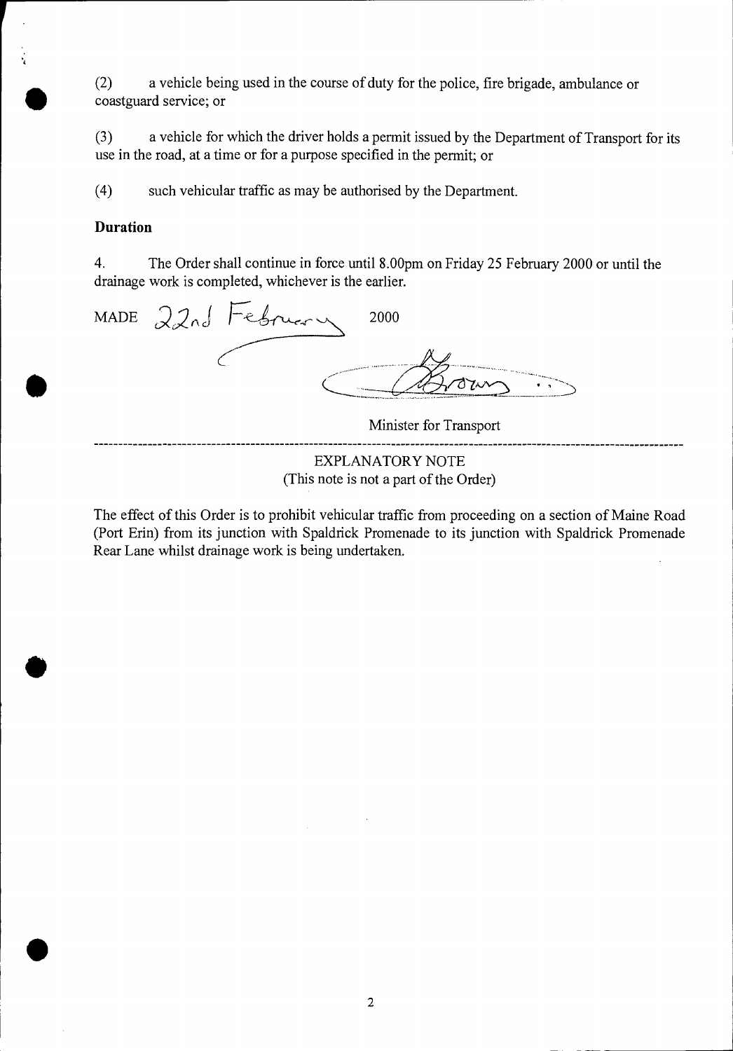(2) a vehicle being used in the course of duty for the police, fire brigade, ambulance or coastguard service; or

(3) a vehicle for which the driver holds a permit issued by the Department of Transport for its use in the road, at a time or for a purpose specified in the permit; or

(4) such vehicular traffic as may be authorised by the Department.

**Duration**

4. The Order shall continue in force until 8.00pm on Friday 25 February 2000 or until the drainage work is completed, whichever is the earlier.

MADE 22nd February 2000

Brown

Minister for Transport

---

EXPLANATORY NOTE
(This note is not a part of the Order)

The effect of this Order is to prohibit vehicular traffic from proceeding on a section of Maine Road (Port Erin) from its junction with Spaldrick Promenade to its junction with Spaldrick Promenade Rear Lane whilst drainage work is being undertaken.